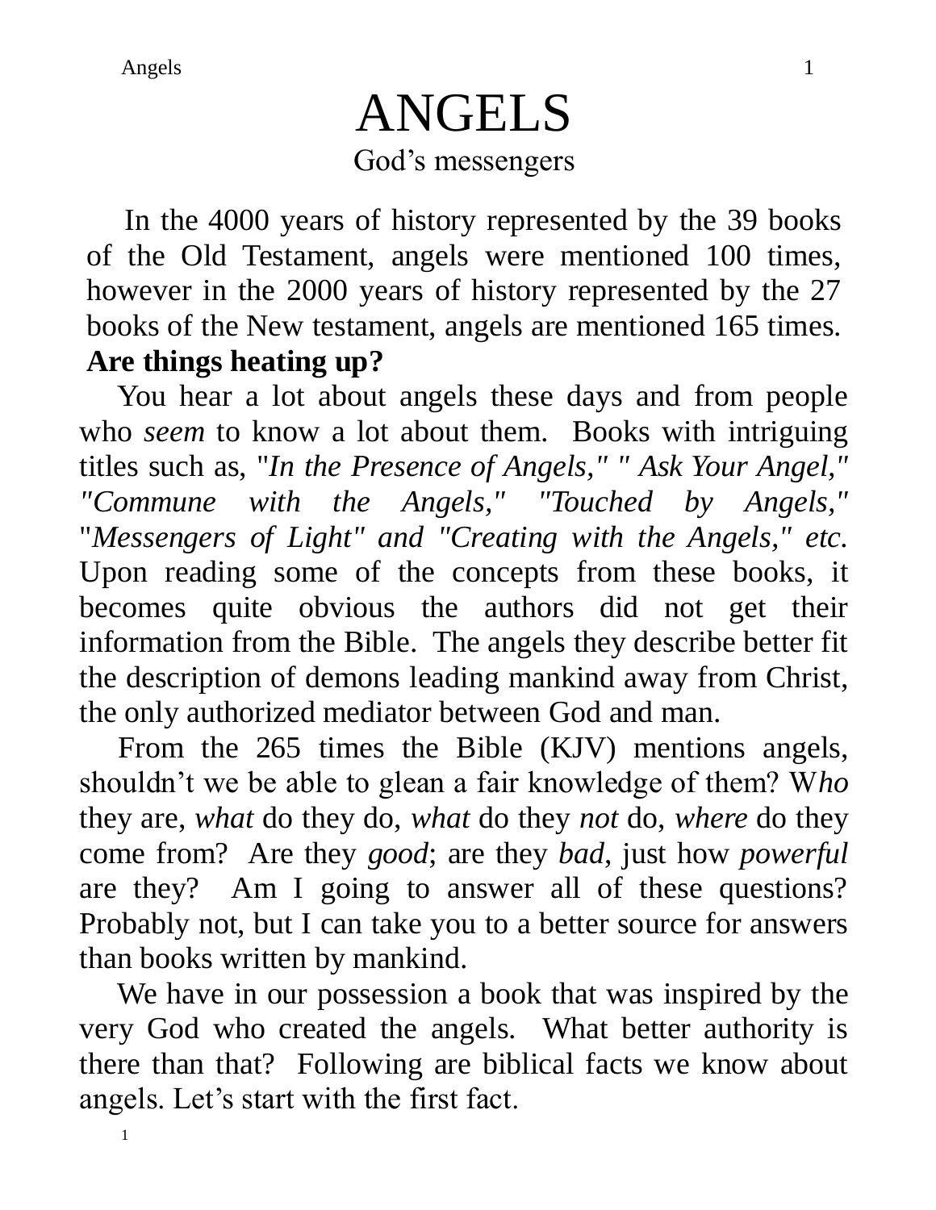# ANGELS

## God's messengers

In the 4000 years of history represented by the 39 books of the Old Testament, angels were mentioned 100 times, however in the 2000 years of history represented by the 27 books of the New testament, angels are mentioned 165 times. **Are things heating up?**

You hear a lot about angels these days and from people who *seem* to know a lot about them. Books with intriguing titles such as, "*In the Presence of Angels," " Ask Your Angel," "Commune with the Angels," "Touched by Angels,"* "*Messengers of Light" and "Creating with the Angels," etc.* Upon reading some of the concepts from these books, it becomes quite obvious the authors did not get their information from the Bible. The angels they describe better fit the description of demons leading mankind away from Christ, the only authorized mediator between God and man.

From the 265 times the Bible (KJV) mentions angels, shouldn't we be able to glean a fair knowledge of them? W*ho* they are, *what* do they do, *what* do they *not* do, *where* do they come from? Are they *good*; are they *bad*, just how *powerful* are they? Am I going to answer all of these questions? Probably not, but I can take you to a better source for answers than books written by mankind.

We have in our possession a book that was inspired by the very God who created the angels. What better authority is there than that? Following are biblical facts we know about angels. Let's start with the first fact.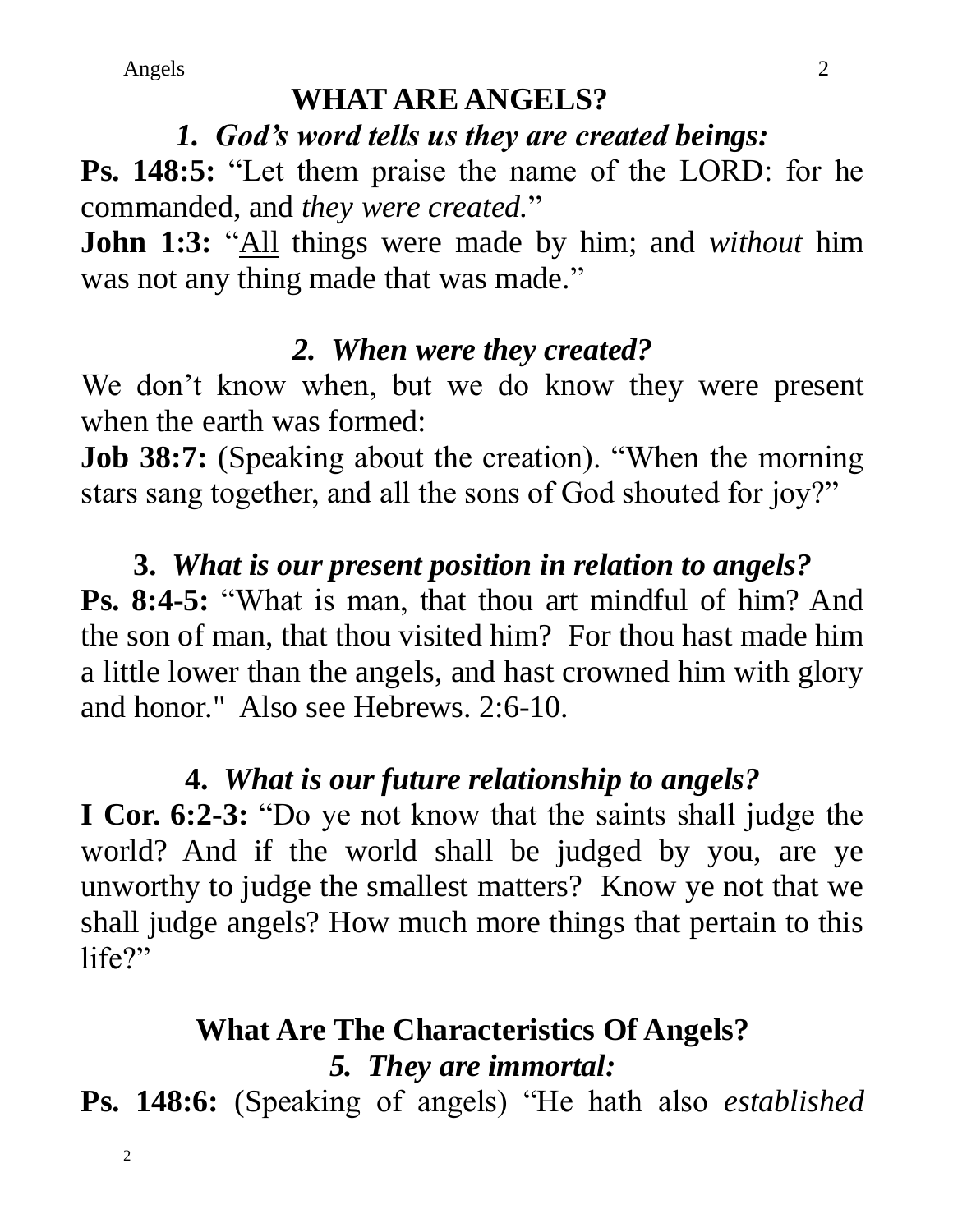# WHAT ARE ANGELS?

### *1. God's word tells us they are created beings:*

**Ps. 148:5:** "Let them praise the name of the LORD: for he commanded, and *they were created.*"

**John 1:3:** "<u>All</u> things were made by him; and *without* him was not any thing made that was made."

### *2. When were they created?*

We don't know when, but we do know they were present when the earth was formed:

**Job 38:7:** (Speaking about the creation). "When the morning stars sang together, and all the sons of God shouted for joy?"

### 3. *What is our present position in relation to angels?*

**Ps. 8:4-5:** "What is man, that thou art mindful of him? And the son of man, that thou visited him? For thou hast made him a little lower than the angels, and hast crowned him with glory and honor." Also see Hebrews. 2:6-10.

### 4. *What is our future relationship to angels?*

**I Cor. 6:2-3:** "Do ye not know that the saints shall judge the world? And if the world shall be judged by you, are ye unworthy to judge the smallest matters? Know ye not that we shall judge angels? How much more things that pertain to this life?"

## What Are The Characteristics Of Angels?

### *5. They are immortal:*

**Ps. 148:6:** (Speaking of angels) "He hath also *established*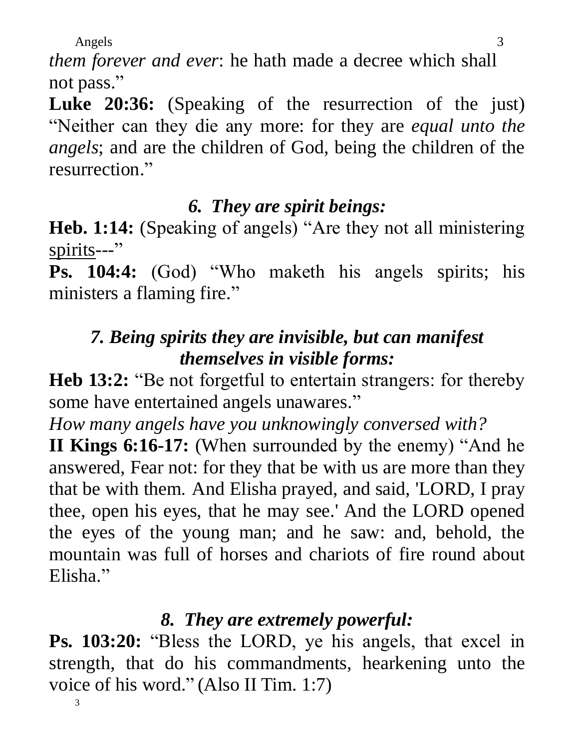*them forever and ever*: he hath made a decree which shall not pass."

**Luke 20:36:** (Speaking of the resurrection of the just) "Neither can they die any more: for they are *equal unto the angels*; and are the children of God, being the children of the resurrection."

### *6. They are spirit beings:*

**Heb. 1:14:** (Speaking of angels) "Are they not all ministering <u>spirits</u>---"

**Ps. 104:4:** (God) "Who maketh his angels spirits; his ministers a flaming fire."

### *7. Being spirits they are invisible, but can manifest themselves in visible forms:*

**Heb 13:2:** "Be not forgetful to entertain strangers: for thereby some have entertained angels unawares."

*How many angels have you unknowingly conversed with?*

**II Kings 6:16-17:** (When surrounded by the enemy) "And he answered, Fear not: for they that be with us are more than they that be with them. And Elisha prayed, and said, 'LORD, I pray thee, open his eyes, that he may see.' And the LORD opened the eyes of the young man; and he saw: and, behold, the mountain was full of horses and chariots of fire round about Elisha."

### *8. They are extremely powerful:*

**Ps. 103:20:** "Bless the LORD, ye his angels, that excel in strength, that do his commandments, hearkening unto the voice of his word." (Also II Tim. 1:7)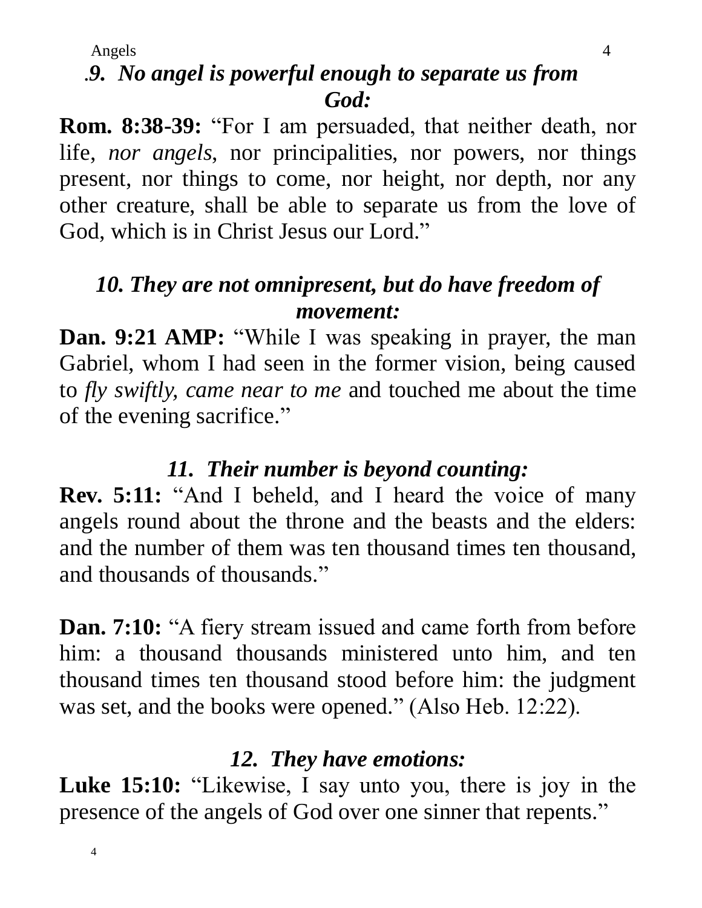### *.9. No angel is powerful enough to separate us from God:*

**Rom. 8:38-39:** "For I am persuaded, that neither death, nor life, *nor angels,* nor principalities, nor powers, nor things present, nor things to come, nor height, nor depth, nor any other creature, shall be able to separate us from the love of God, which is in Christ Jesus our Lord."

### *10. They are not omnipresent, but do have freedom of movement:*

**Dan. 9:21 AMP:** "While I was speaking in prayer, the man Gabriel, whom I had seen in the former vision, being caused to *fly swiftly, came near to me* and touched me about the time of the evening sacrifice."

### *11. Their number is beyond counting:*

**Rev. 5:11:** "And I beheld, and I heard the voice of many angels round about the throne and the beasts and the elders: and the number of them was ten thousand times ten thousand, and thousands of thousands."

**Dan. 7:10:** "A fiery stream issued and came forth from before him: a thousand thousands ministered unto him, and ten thousand times ten thousand stood before him: the judgment was set, and the books were opened." (Also Heb. 12:22).

### *12. They have emotions:*

**Luke 15:10:** "Likewise, I say unto you, there is joy in the presence of the angels of God over one sinner that repents."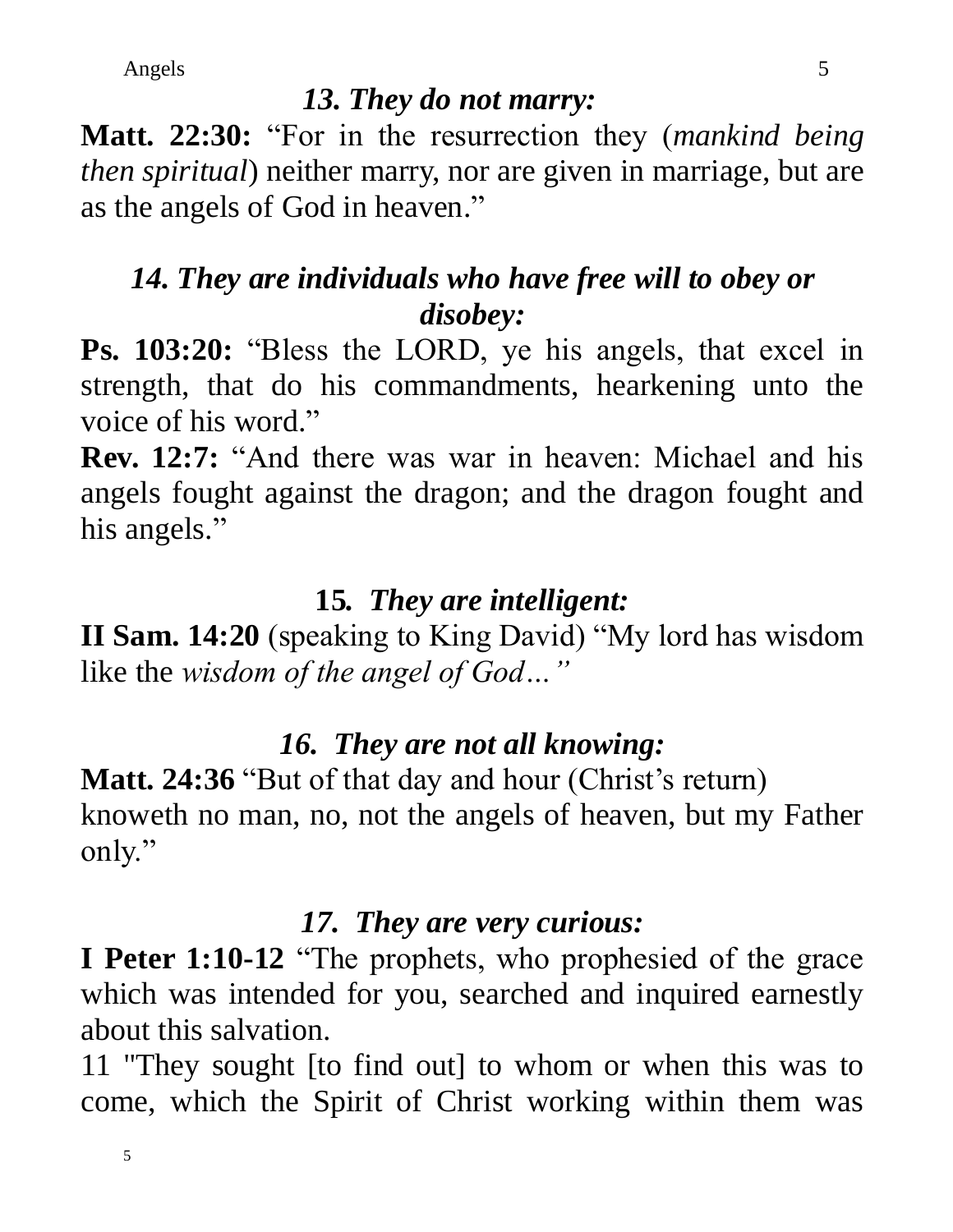### *13. They do not marry:*

**Matt. 22:30:** "For in the resurrection they (*mankind being then spiritual*) neither marry, nor are given in marriage, but are as the angels of God in heaven."

### *14. They are individuals who have free will to obey or disobey:*

**Ps. 103:20:** "Bless the LORD, ye his angels, that excel in strength, that do his commandments, hearkening unto the voice of his word."

**Rev. 12:7:** "And there was war in heaven: Michael and his angels fought against the dragon; and the dragon fought and his angels."

### **15.** *They are intelligent:*

**II Sam. 14:20** (speaking to King David) "My lord has wisdom like the *wisdom of the angel of God…"*

### *16. They are not all knowing:*

**Matt. 24:36** "But of that day and hour (Christ's return) knoweth no man, no, not the angels of heaven, but my Father only."

### *17. They are very curious:*

**I Peter 1:10-12** "The prophets, who prophesied of the grace which was intended for you, searched and inquired earnestly about this salvation.

11 "They sought [to find out] to whom or when this was to come, which the Spirit of Christ working within them was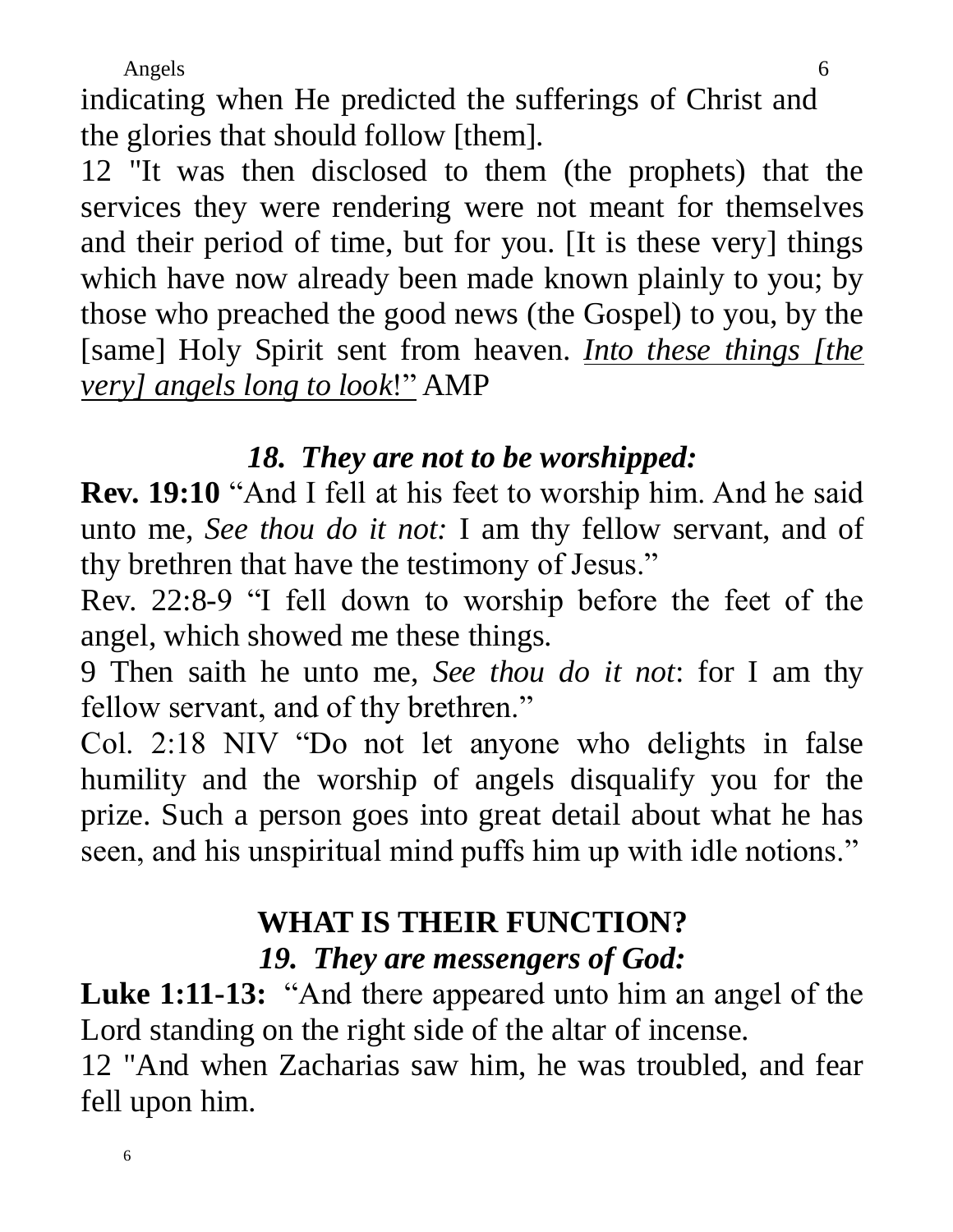indicating when He predicted the sufferings of Christ and the glories that should follow [them].

12 "It was then disclosed to them (the prophets) that the services they were rendering were not meant for themselves and their period of time, but for you. [It is these very] things which have now already been made known plainly to you; by those who preached the good news (the Gospel) to you, by the [same] Holy Spirit sent from heaven. *Into these things [the very] angels long to look*!" AMP

### *18. They are not to be worshipped:*

**Rev. 19:10** "And I fell at his feet to worship him. And he said unto me, *See thou do it not:* I am thy fellow servant, and of thy brethren that have the testimony of Jesus."

Rev. 22:8-9 "I fell down to worship before the feet of the angel, which showed me these things.

9 Then saith he unto me, *See thou do it not*: for I am thy fellow servant, and of thy brethren."

Col. 2:18 NIV "Do not let anyone who delights in false humility and the worship of angels disqualify you for the prize. Such a person goes into great detail about what he has seen, and his unspiritual mind puffs him up with idle notions."

## WHAT IS THEIR FUNCTION?

### *19. They are messengers of God:*

**Luke 1:11-13:** "And there appeared unto him an angel of the Lord standing on the right side of the altar of incense.

12 "And when Zacharias saw him, he was troubled, and fear fell upon him.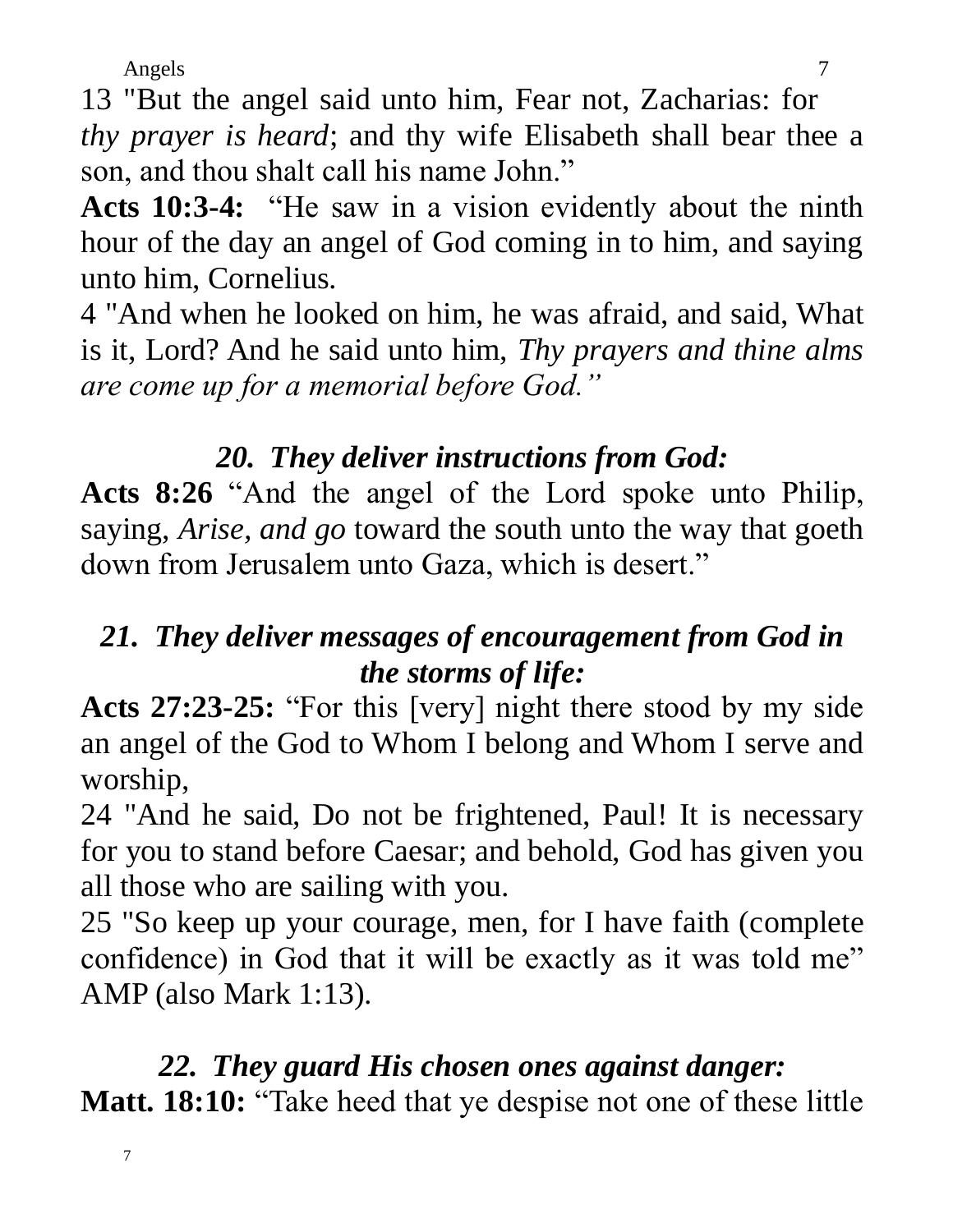13 "But the angel said unto him, Fear not, Zacharias: for *thy prayer is heard*; and thy wife Elisabeth shall bear thee a son, and thou shalt call his name John."

**Acts 10:3-4:** "He saw in a vision evidently about the ninth hour of the day an angel of God coming in to him, and saying unto him, Cornelius.

4 "And when he looked on him, he was afraid, and said, What is it, Lord? And he said unto him, *Thy prayers and thine alms are come up for a memorial before God."*

### *20. They deliver instructions from God:*

**Acts 8:26** "And the angel of the Lord spoke unto Philip, saying, *Arise, and go* toward the south unto the way that goeth down from Jerusalem unto Gaza, which is desert."

### *21. They deliver messages of encouragement from God in the storms of life:*

**Acts 27:23-25:** "For this [very] night there stood by my side an angel of the God to Whom I belong and Whom I serve and worship,

24 "And he said, Do not be frightened, Paul! It is necessary for you to stand before Caesar; and behold, God has given you all those who are sailing with you.

25 "So keep up your courage, men, for I have faith (complete confidence) in God that it will be exactly as it was told me" AMP (also Mark 1:13).

### *22. They guard His chosen ones against danger:*

**Matt. 18:10:** "Take heed that ye despise not one of these little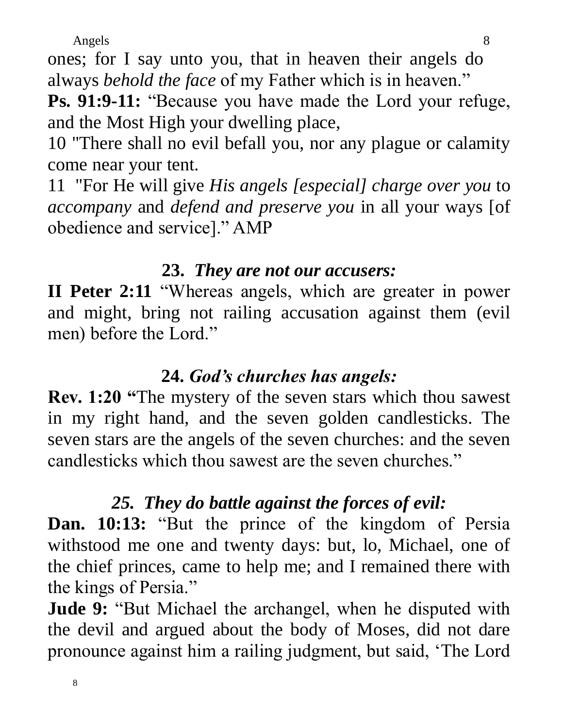ones; for I say unto you, that in heaven their angels do always *behold the face* of my Father which is in heaven."

**Ps. 91:9-11:** "Because you have made the Lord your refuge, and the Most High your dwelling place,

10 "There shall no evil befall you, nor any plague or calamity come near your tent.

11 "For He will give *His angels [especial] charge over you* to *accompany* and *defend and preserve you* in all your ways [of obedience and service]." AMP

### 23. *They are not our accusers:*

**II Peter 2:11** "Whereas angels, which are greater in power and might, bring not railing accusation against them (evil men) before the Lord."

### 24. *God's churches has angels:*

**Rev. 1:20 "**The mystery of the seven stars which thou sawest in my right hand, and the seven golden candlesticks. The seven stars are the angels of the seven churches: and the seven candlesticks which thou sawest are the seven churches."

### *25. They do battle against the forces of evil:*

**Dan. 10:13:** "But the prince of the kingdom of Persia withstood me one and twenty days: but, lo, Michael, one of the chief princes, came to help me; and I remained there with the kings of Persia."

**Jude 9:** "But Michael the archangel, when he disputed with the devil and argued about the body of Moses, did not dare pronounce against him a railing judgment, but said, 'The Lord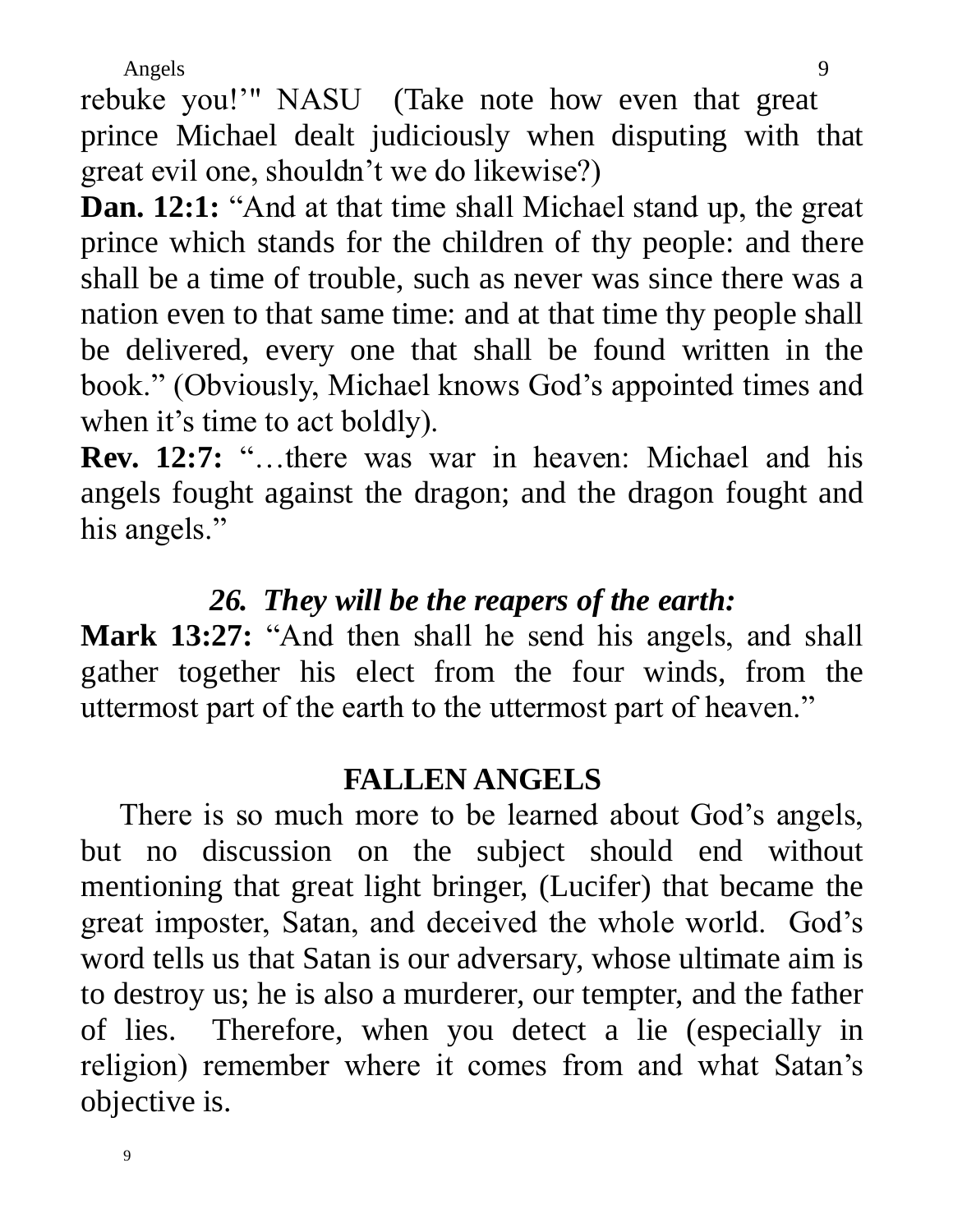rebuke you!'" NASU (Take note how even that great prince Michael dealt judiciously when disputing with that great evil one, shouldn't we do likewise?)

**Dan. 12:1:** "And at that time shall Michael stand up, the great prince which stands for the children of thy people: and there shall be a time of trouble, such as never was since there was a nation even to that same time: and at that time thy people shall be delivered, every one that shall be found written in the book." (Obviously, Michael knows God's appointed times and when it's time to act boldly).

**Rev. 12:7:** "…there was war in heaven: Michael and his angels fought against the dragon; and the dragon fought and his angels."

### *26. They will be the reapers of the earth:*

**Mark 13:27:** "And then shall he send his angels, and shall gather together his elect from the four winds, from the uttermost part of the earth to the uttermost part of heaven."

## FALLEN ANGELS

There is so much more to be learned about God's angels, but no discussion on the subject should end without mentioning that great light bringer, (Lucifer) that became the great imposter, Satan, and deceived the whole world. God's word tells us that Satan is our adversary, whose ultimate aim is to destroy us; he is also a murderer, our tempter, and the father of lies. Therefore, when you detect a lie (especially in religion) remember where it comes from and what Satan's objective is.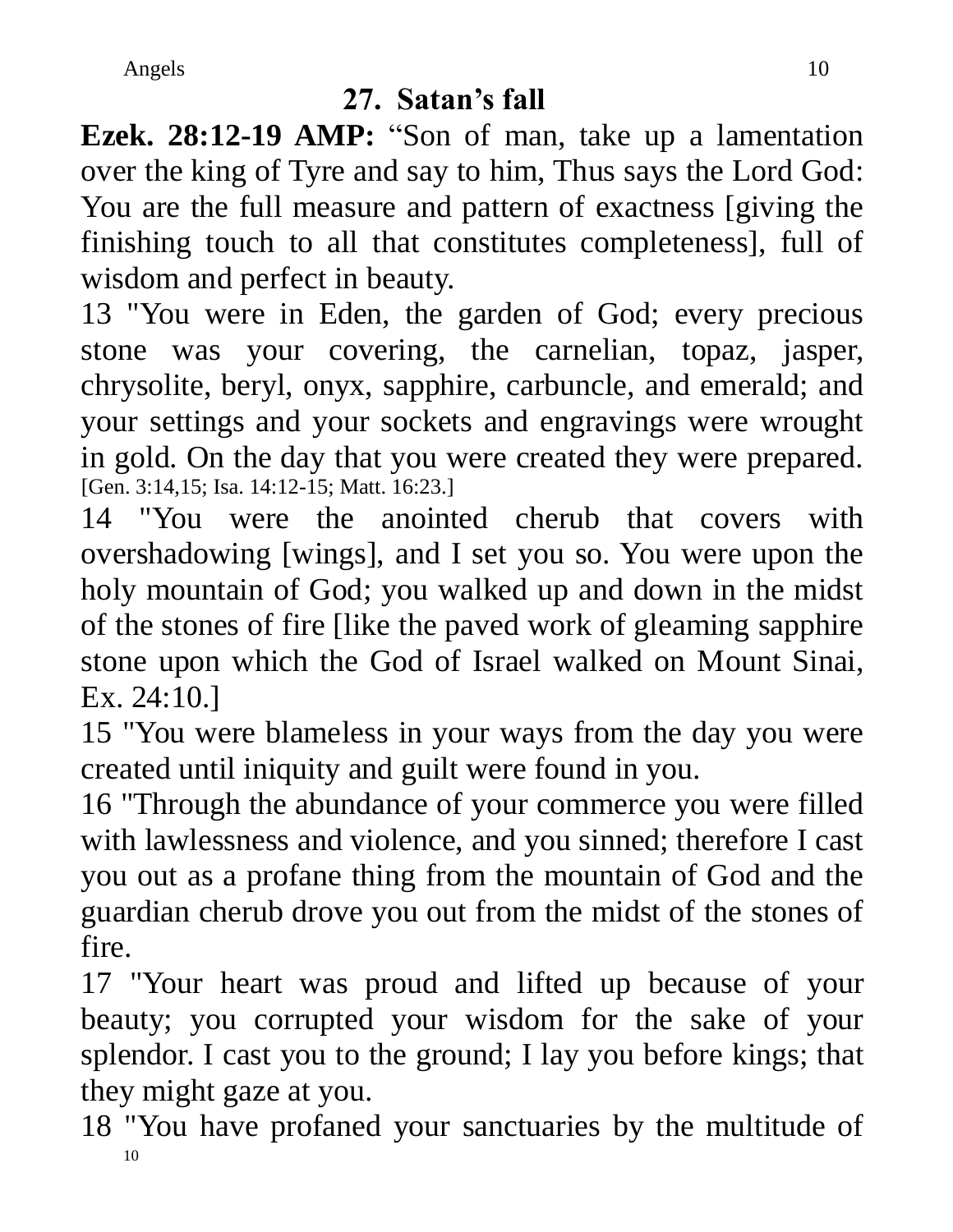## 27. Satan's fall

**Ezek. 28:12-19 AMP:** "Son of man, take up a lamentation over the king of Tyre and say to him, Thus says the Lord God: You are the full measure and pattern of exactness [giving the finishing touch to all that constitutes completeness], full of wisdom and perfect in beauty.

13 "You were in Eden, the garden of God; every precious stone was your covering, the carnelian, topaz, jasper, chrysolite, beryl, onyx, sapphire, carbuncle, and emerald; and your settings and your sockets and engravings were wrought in gold. On the day that you were created they were prepared. [Gen. 3:14,15; Isa. 14:12-15; Matt. 16:23.]

14 "You were the anointed cherub that covers with overshadowing [wings], and I set you so. You were upon the holy mountain of God; you walked up and down in the midst of the stones of fire [like the paved work of gleaming sapphire stone upon which the God of Israel walked on Mount Sinai, Ex. 24:10.]

15 "You were blameless in your ways from the day you were created until iniquity and guilt were found in you.

16 "Through the abundance of your commerce you were filled with lawlessness and violence, and you sinned; therefore I cast you out as a profane thing from the mountain of God and the guardian cherub drove you out from the midst of the stones of fire.

17 "Your heart was proud and lifted up because of your beauty; you corrupted your wisdom for the sake of your splendor. I cast you to the ground; I lay you before kings; that they might gaze at you.

18 "You have profaned your sanctuaries by the multitude of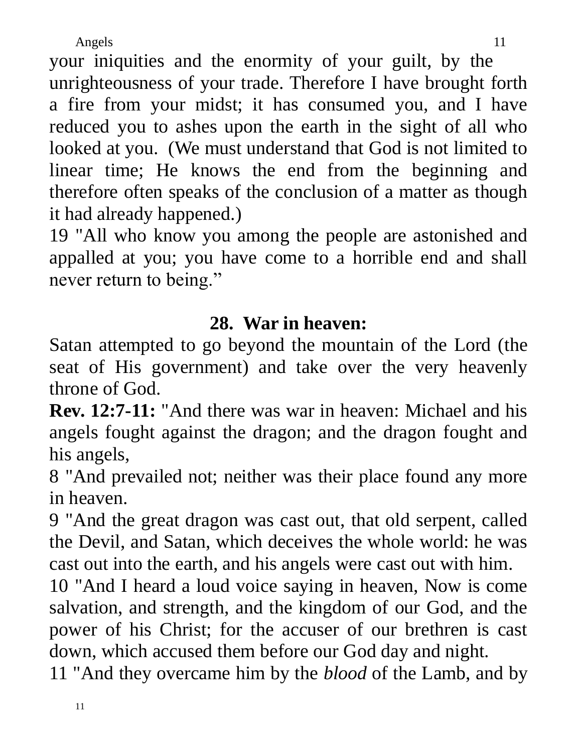your iniquities and the enormity of your guilt, by the unrighteousness of your trade. Therefore I have brought forth a fire from your midst; it has consumed you, and I have reduced you to ashes upon the earth in the sight of all who looked at you. (We must understand that God is not limited to linear time; He knows the end from the beginning and therefore often speaks of the conclusion of a matter as though it had already happened.)

19 "All who know you among the people are astonished and appalled at you; you have come to a horrible end and shall never return to being."

## 28. War in heaven:

Satan attempted to go beyond the mountain of the Lord (the seat of His government) and take over the very heavenly throne of God.

**Rev. 12:7-11:** "And there was war in heaven: Michael and his angels fought against the dragon; and the dragon fought and his angels,

8 "And prevailed not; neither was their place found any more in heaven.

9 "And the great dragon was cast out, that old serpent, called the Devil, and Satan, which deceives the whole world: he was cast out into the earth, and his angels were cast out with him.

10 "And I heard a loud voice saying in heaven, Now is come salvation, and strength, and the kingdom of our God, and the power of his Christ; for the accuser of our brethren is cast down, which accused them before our God day and night.

11 "And they overcame him by the *blood* of the Lamb, and by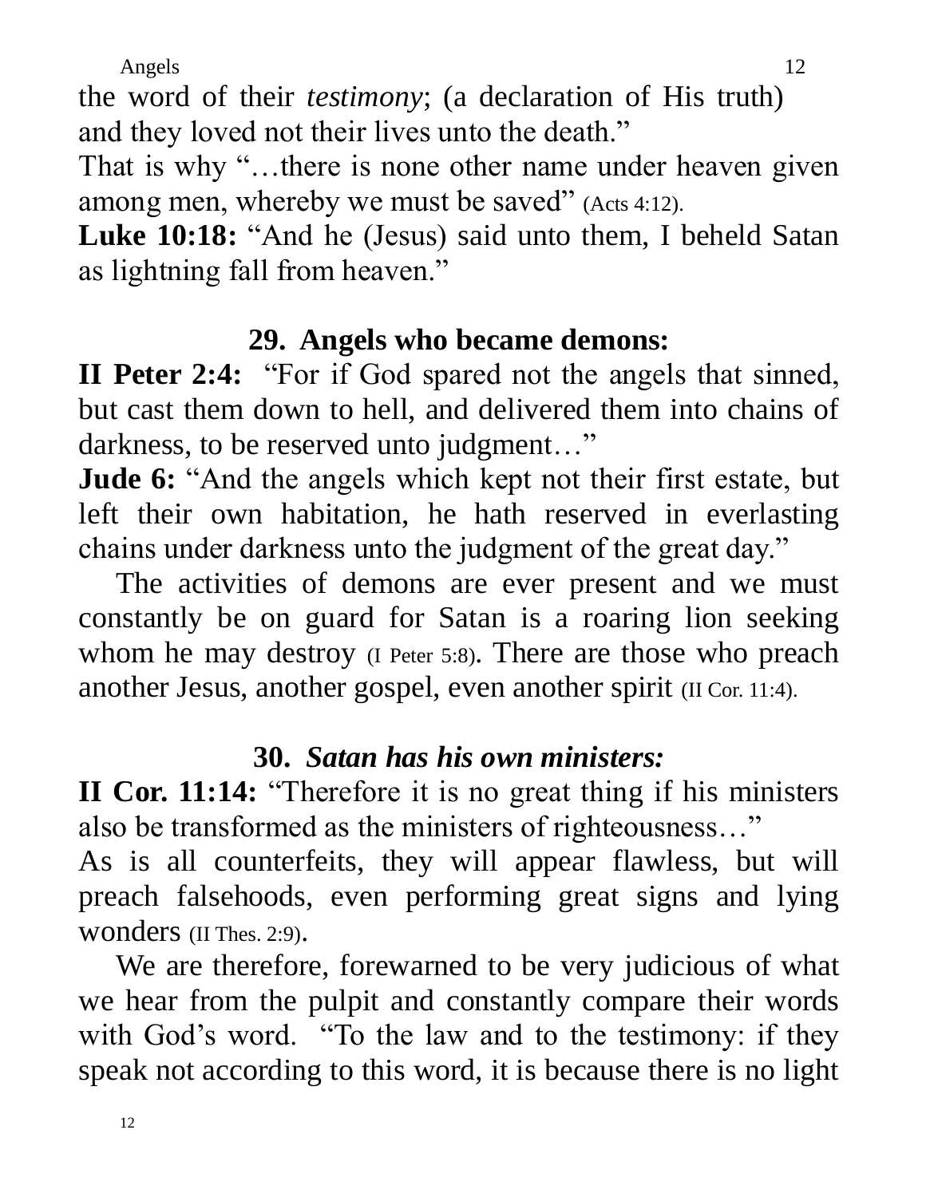the word of their *testimony*; (a declaration of His truth) and they loved not their lives unto the death."

That is why "…there is none other name under heaven given among men, whereby we must be saved" (Acts 4:12).

**Luke 10:18:** "And he (Jesus) said unto them, I beheld Satan as lightning fall from heaven."

## 29. Angels who became demons:

**II Peter 2:4:** "For if God spared not the angels that sinned, but cast them down to hell, and delivered them into chains of darkness, to be reserved unto judgment…"

**Jude 6:** "And the angels which kept not their first estate, but left their own habitation, he hath reserved in everlasting chains under darkness unto the judgment of the great day."

The activities of demons are ever present and we must constantly be on guard for Satan is a roaring lion seeking whom he may destroy (I Peter 5:8). There are those who preach another Jesus, another gospel, even another spirit (II Cor. 11:4).

## 30. *Satan has his own ministers:*

**II Cor. 11:14:** "Therefore it is no great thing if his ministers also be transformed as the ministers of righteousness…"

As is all counterfeits, they will appear flawless, but will preach falsehoods, even performing great signs and lying wonders (II Thes. 2:9).

We are therefore, forewarned to be very judicious of what we hear from the pulpit and constantly compare their words with God's word. "To the law and to the testimony: if they speak not according to this word, it is because there is no light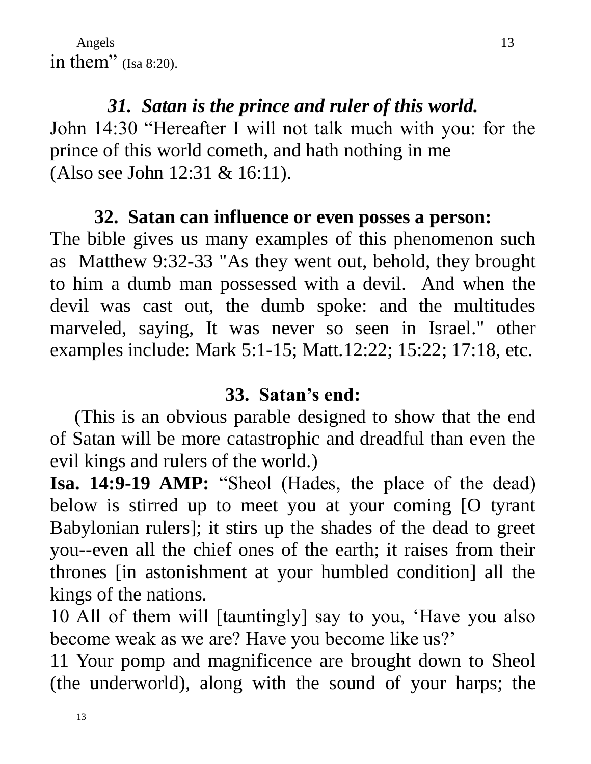in them" (Isa 8:20).

### *31. Satan is the prince and ruler of this world.*

John 14:30 "Hereafter I will not talk much with you: for the prince of this world cometh, and hath nothing in me (Also see John 12:31 & 16:11).

### 32. Satan can influence or even posses a person:

The bible gives us many examples of this phenomenon such as Matthew 9:32-33 "As they went out, behold, they brought to him a dumb man possessed with a devil. And when the devil was cast out, the dumb spoke: and the multitudes marveled, saying, It was never so seen in Israel." other examples include: Mark 5:1-15; Matt.12:22; 15:22; 17:18, etc.

### 33. Satan's end:

(This is an obvious parable designed to show that the end of Satan will be more catastrophic and dreadful than even the evil kings and rulers of the world.)

**Isa. 14:9-19 AMP:** "Sheol (Hades, the place of the dead) below is stirred up to meet you at your coming [O tyrant Babylonian rulers]; it stirs up the shades of the dead to greet you--even all the chief ones of the earth; it raises from their thrones [in astonishment at your humbled condition] all the kings of the nations.

10 All of them will [tauntingly] say to you, 'Have you also become weak as we are? Have you become like us?'

11 Your pomp and magnificence are brought down to Sheol (the underworld), along with the sound of your harps; the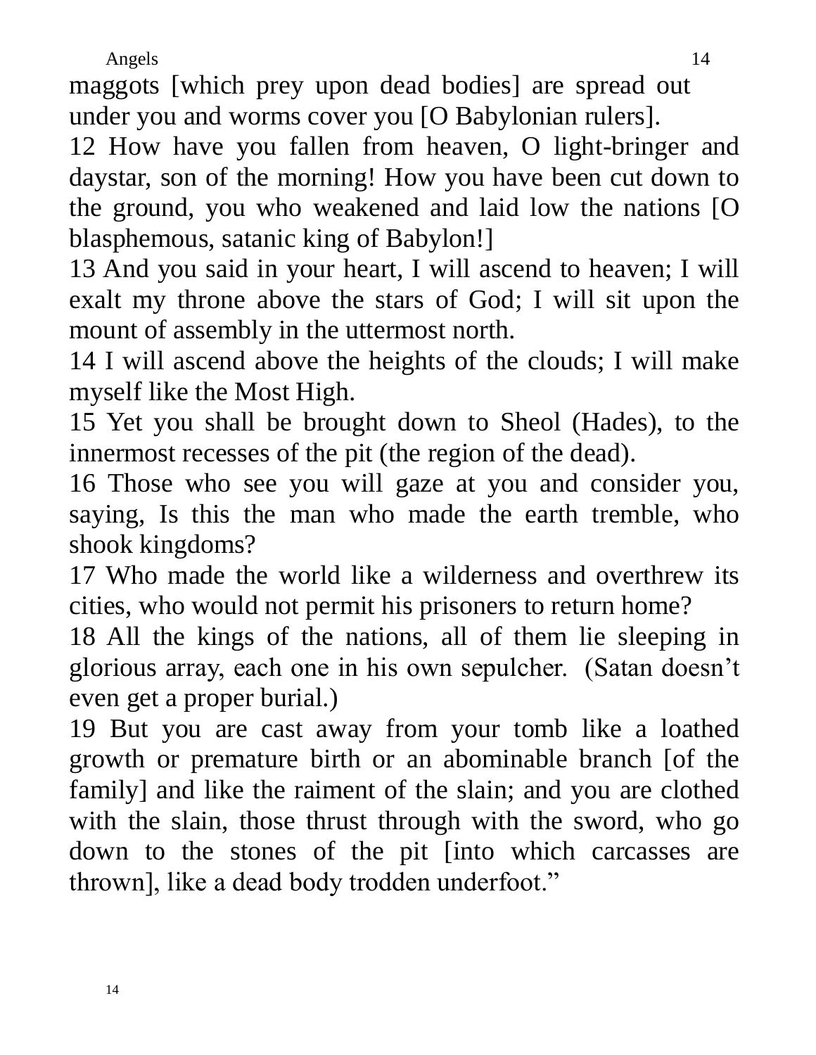maggots [which prey upon dead bodies] are spread out under you and worms cover you [O Babylonian rulers].

12 How have you fallen from heaven, O light-bringer and daystar, son of the morning! How you have been cut down to the ground, you who weakened and laid low the nations [O blasphemous, satanic king of Babylon!]

13 And you said in your heart, I will ascend to heaven; I will exalt my throne above the stars of God; I will sit upon the mount of assembly in the uttermost north.

14 I will ascend above the heights of the clouds; I will make myself like the Most High.

15 Yet you shall be brought down to Sheol (Hades), to the innermost recesses of the pit (the region of the dead).

16 Those who see you will gaze at you and consider you, saying, Is this the man who made the earth tremble, who shook kingdoms?

17 Who made the world like a wilderness and overthrew its cities, who would not permit his prisoners to return home?

18 All the kings of the nations, all of them lie sleeping in glorious array, each one in his own sepulcher. (Satan doesn't even get a proper burial.)

19 But you are cast away from your tomb like a loathed growth or premature birth or an abominable branch [of the family] and like the raiment of the slain; and you are clothed with the slain, those thrust through with the sword, who go down to the stones of the pit [into which carcasses are thrown], like a dead body trodden underfoot."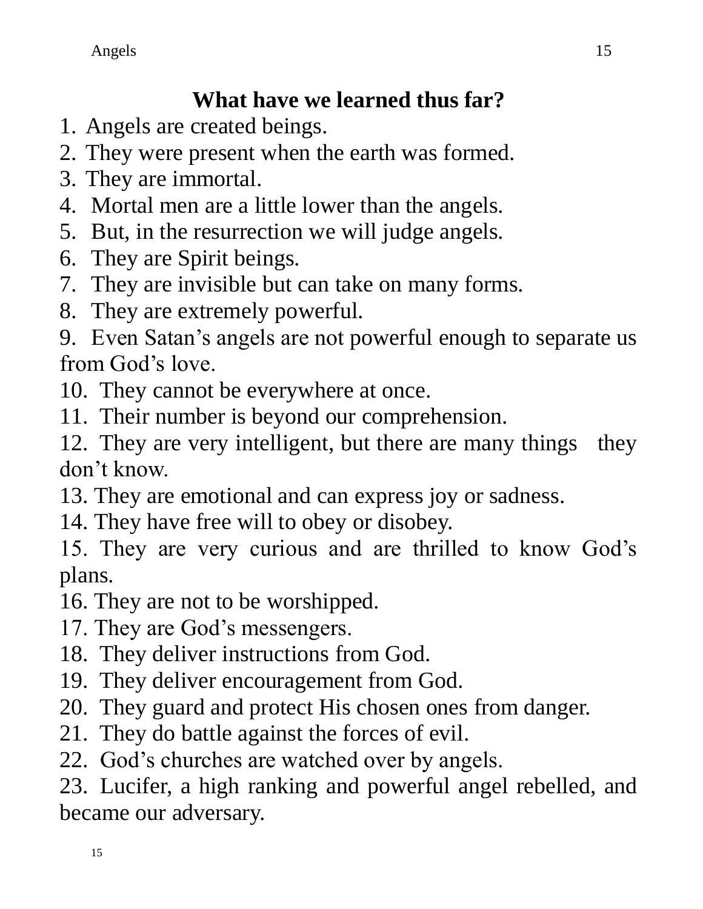## What have we learned thus far?

1. Angels are created beings.
2. They were present when the earth was formed.
3. They are immortal.
4. Mortal men are a little lower than the angels.
5. But, in the resurrection we will judge angels.
6. They are Spirit beings.
7. They are invisible but can take on many forms.
8. They are extremely powerful.
9. Even Satan's angels are not powerful enough to separate us from God's love.
10. They cannot be everywhere at once.
11. Their number is beyond our comprehension.
12. They are very intelligent, but there are many things they don't know.
13. They are emotional and can express joy or sadness.
14. They have free will to obey or disobey.
15. They are very curious and are thrilled to know God's plans.
16. They are not to be worshipped.
17. They are God's messengers.
18. They deliver instructions from God.
19. They deliver encouragement from God.
20. They guard and protect His chosen ones from danger.
21. They do battle against the forces of evil.
22. God's churches are watched over by angels.
23. Lucifer, a high ranking and powerful angel rebelled, and became our adversary.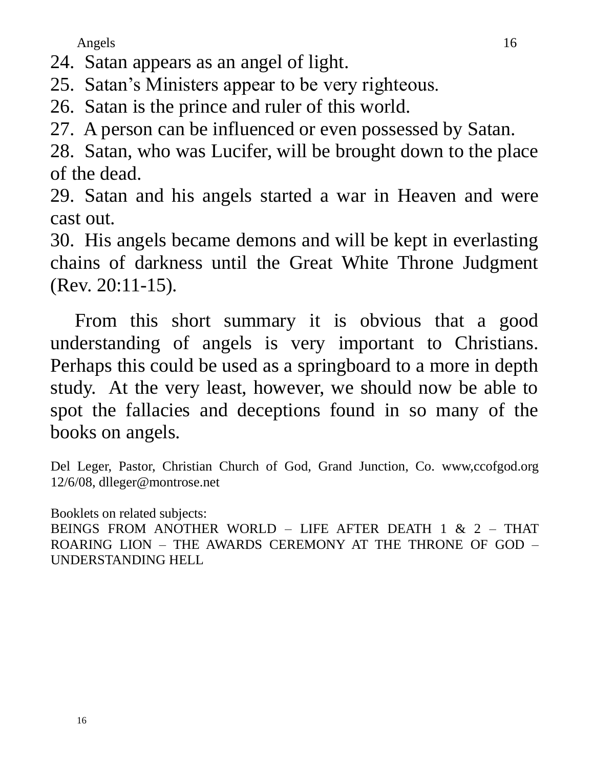24. Satan appears as an angel of light.
25. Satan's Ministers appear to be very righteous.
26. Satan is the prince and ruler of this world.
27. A person can be influenced or even possessed by Satan.
28. Satan, who was Lucifer, will be brought down to the place of the dead.
29. Satan and his angels started a war in Heaven and were cast out.
30. His angels became demons and will be kept in everlasting chains of darkness until the Great White Throne Judgment (Rev. 20:11-15).

From this short summary it is obvious that a good understanding of angels is very important to Christians. Perhaps this could be used as a springboard to a more in depth study. At the very least, however, we should now be able to spot the fallacies and deceptions found in so many of the books on angels.

Del Leger, Pastor, Christian Church of God, Grand Junction, Co. www,ccofgod.org 12/6/08, dlleger@montrose.net

Booklets on related subjects:
BEINGS FROM ANOTHER WORLD – LIFE AFTER DEATH 1 & 2 – THAT ROARING LION – THE AWARDS CEREMONY AT THE THRONE OF GOD – UNDERSTANDING HELL